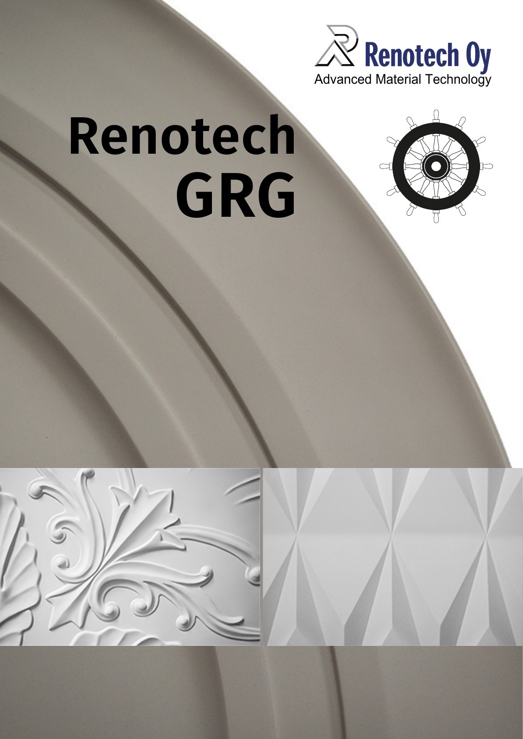Renotech Oy
Advanced Material Technology

# Renotech GRG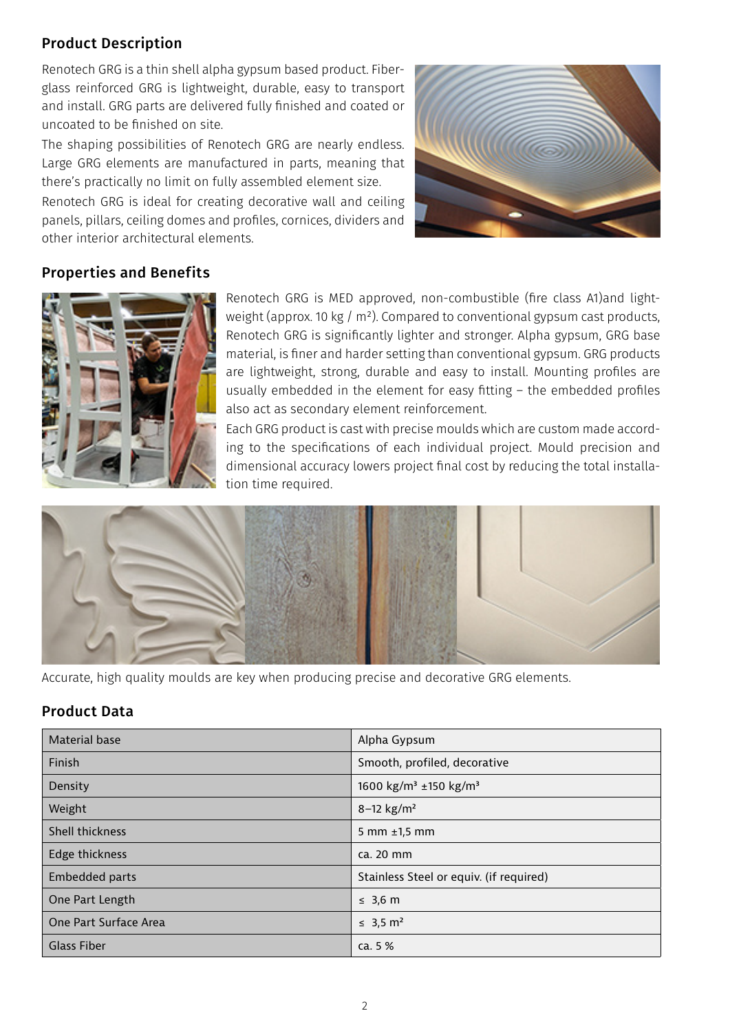## Product Description

Renotech GRG is a thin shell alpha gypsum based product. Fiberglass reinforced GRG is lightweight, durable, easy to transport and install. GRG parts are delivered fully finished and coated or uncoated to be finished on site.

The shaping possibilities of Renotech GRG are nearly endless. Large GRG elements are manufactured in parts, meaning that there's practically no limit on fully assembled element size.

Renotech GRG is ideal for creating decorative wall and ceiling panels, pillars, ceiling domes and profiles, cornices, dividers and other interior architectural elements.

## Properties and Benefits

Renotech GRG is MED approved, non-combustible (fire class A1)and lightweight (approx. 10 kg / m²). Compared to conventional gypsum cast products, Renotech GRG is significantly lighter and stronger. Alpha gypsum, GRG base material, is finer and harder setting than conventional gypsum. GRG products are lightweight, strong, durable and easy to install. Mounting profiles are usually embedded in the element for easy fitting – the embedded profiles also act as secondary element reinforcement.

Each GRG product is cast with precise moulds which are custom made according to the specifications of each individual project. Mould precision and dimensional accuracy lowers project final cost by reducing the total installation time required.

Accurate, high quality moulds are key when producing precise and decorative GRG elements.

## Product Data

| Material base | Alpha Gypsum |
|---|---|
| Finish | Smooth, profiled, decorative |
| Density | 1600 kg/m³ ±150 kg/m³ |
| Weight | 8–12 kg/m² |
| Shell thickness | 5 mm ±1,5 mm |
| Edge thickness | ca. 20 mm |
| Embedded parts | Stainless Steel or equiv. (if required) |
| One Part Length | ≤ 3,6 m |
| One Part Surface Area | ≤ 3,5 m² |
| Glass Fiber | ca. 5 % |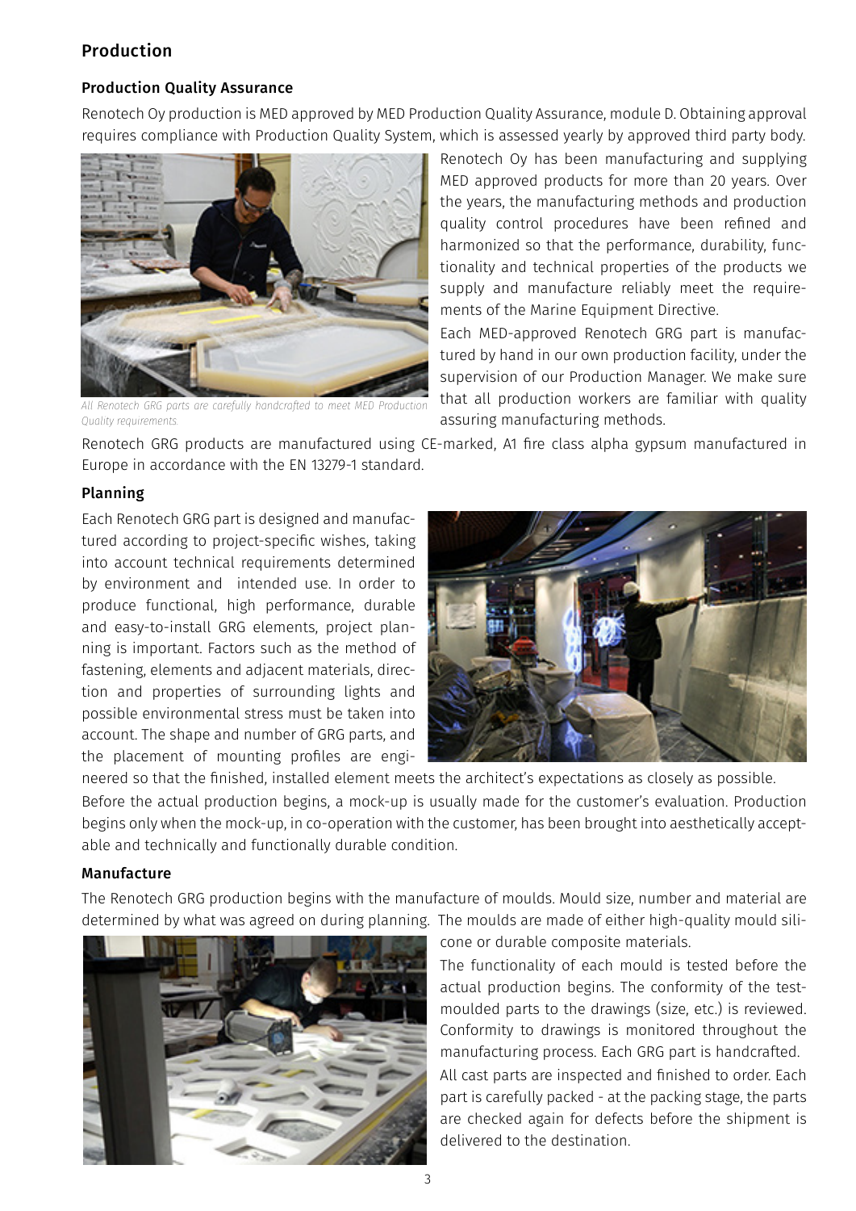## Production

### Production Quality Assurance

Renotech Oy production is MED approved by MED Production Quality Assurance, module D. Obtaining approval requires compliance with Production Quality System, which is assessed yearly by approved third party body.

*All Renotech GRG parts are carefully handcrafted to meet MED Production Quality requirements.*

Renotech Oy has been manufacturing and supplying MED approved products for more than 20 years. Over the years, the manufacturing methods and production quality control procedures have been refined and harmonized so that the performance, durability, functionality and technical properties of the products we supply and manufacture reliably meet the requirements of the Marine Equipment Directive.

Each MED-approved Renotech GRG part is manufactured by hand in our own production facility, under the supervision of our Production Manager. We make sure that all production workers are familiar with quality assuring manufacturing methods.

Renotech GRG products are manufactured using CE-marked, A1 fire class alpha gypsum manufactured in Europe in accordance with the EN 13279-1 standard.

### Planning

Each Renotech GRG part is designed and manufactured according to project-specific wishes, taking into account technical requirements determined by environment and intended use. In order to produce functional, high performance, durable and easy-to-install GRG elements, project planning is important. Factors such as the method of fastening, elements and adjacent materials, direction and properties of surrounding lights and possible environmental stress must be taken into account. The shape and number of GRG parts, and the placement of mounting profiles are engineered so that the finished, installed element meets the architect's expectations as closely as possible.

Before the actual production begins, a mock-up is usually made for the customer's evaluation. Production begins only when the mock-up, in co-operation with the customer, has been brought into aesthetically acceptable and technically and functionally durable condition.

### Manufacture

The Renotech GRG production begins with the manufacture of moulds. Mould size, number and material are determined by what was agreed on during planning. The moulds are made of either high-quality mould silicone or durable composite materials.

The functionality of each mould is tested before the actual production begins. The conformity of the test-moulded parts to the drawings (size, etc.) is reviewed. Conformity to drawings is monitored throughout the manufacturing process. Each GRG part is handcrafted.

All cast parts are inspected and finished to order. Each part is carefully packed - at the packing stage, the parts are checked again for defects before the shipment is delivered to the destination.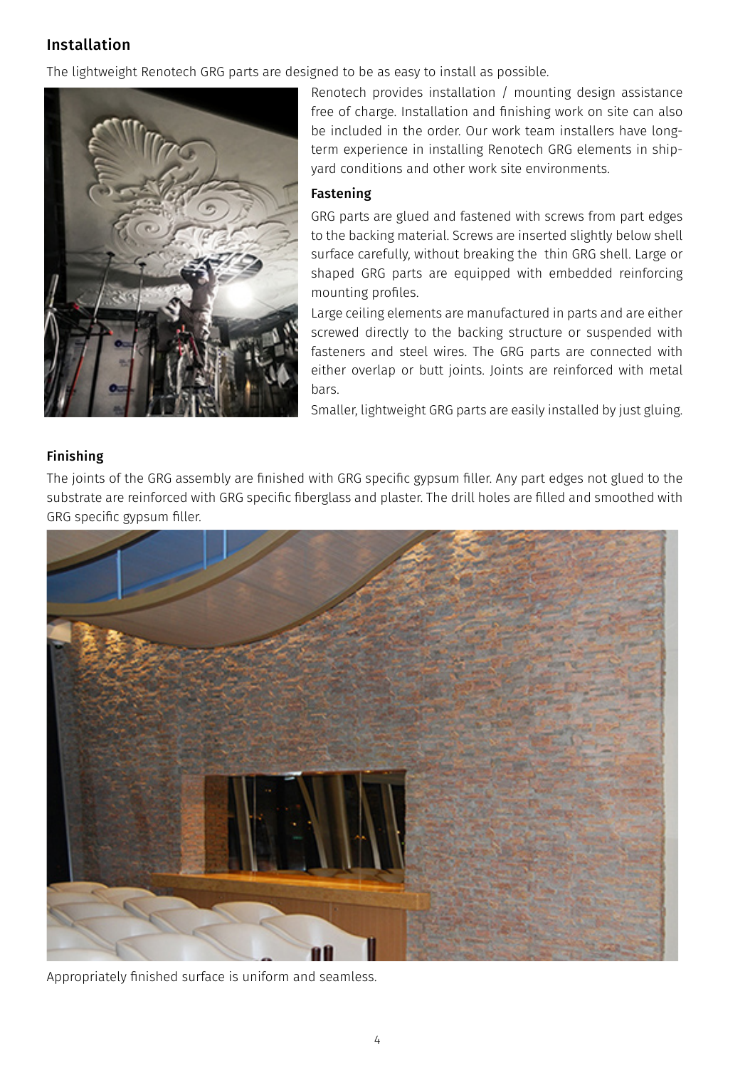## Installation

The lightweight Renotech GRG parts are designed to be as easy to install as possible.

Renotech provides installation / mounting design assistance free of charge. Installation and finishing work on site can also be included in the order. Our work team installers have long-term experience in installing Renotech GRG elements in shipyard conditions and other work site environments.

### Fastening

GRG parts are glued and fastened with screws from part edges to the backing material. Screws are inserted slightly below shell surface carefully, without breaking the thin GRG shell. Large or shaped GRG parts are equipped with embedded reinforcing mounting profiles.

Large ceiling elements are manufactured in parts and are either screwed directly to the backing structure or suspended with fasteners and steel wires. The GRG parts are connected with either overlap or butt joints. Joints are reinforced with metal bars.

Smaller, lightweight GRG parts are easily installed by just gluing.

### Finishing

The joints of the GRG assembly are finished with GRG specific gypsum filler. Any part edges not glued to the substrate are reinforced with GRG specific fiberglass and plaster. The drill holes are filled and smoothed with GRG specific gypsum filler.

Appropriately finished surface is uniform and seamless.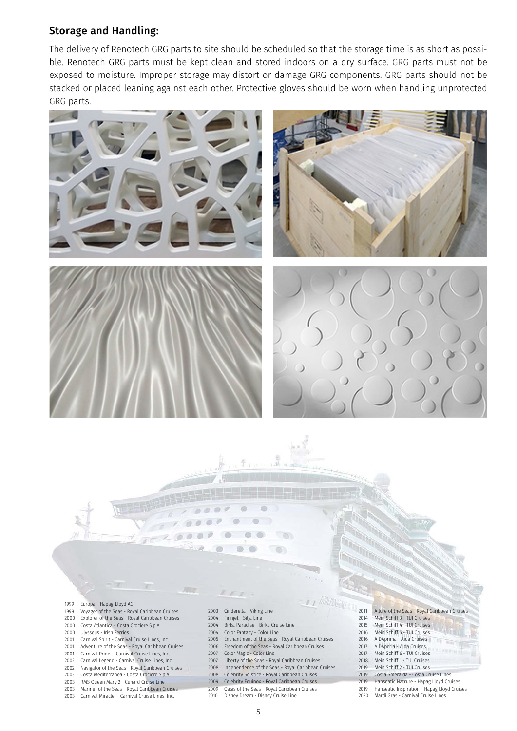## Storage and Handling:

The delivery of Renotech GRG parts to site should be scheduled so that the storage time is as short as possible. Renotech GRG parts must be kept clean and stored indoors on a dry surface. GRG parts must not be exposed to moisture. Improper storage may distort or damage GRG components. GRG parts should not be stacked or placed leaning against each other. Protective gloves should be worn when handling unprotected GRG parts.

1999 Europa - Hapag-Lloyd AG
1999 Voyager of the Seas - Royal Caribbean Cruises
2000 Explorer of the Seas - Royal Caribbean Cruises
2000 Costa Atlantica - Costa Crociere S.p.A.
2000 Ulysseus - Irish Ferries
2001 Carnival Spirit - Carnival Cruise Lines, Inc.
2001 Adventure of the Seas - Royal Caribbean Cruises
2001 Carnival Pride - Carnival Cruise Lines, Inc.
2002 Carnival Legend - Carnival Cruise Lines, Inc.
2002 Navigator of the Seas - Royal Caribbean Cruises
2002 Costa Mediterranea - Costa Crociere S.p.A.
2003 RMS Queen Mary 2 - Cunard Cruise Line
2003 Mariner of the Seas - Royal Caribbean Cruises
2003 Carnival Miracle - Carnival Cruise Lines, Inc.
2003 Cinderella - Viking Line
2004 Finnjet - Silja Line
2004 Birka Paradise - Birka Cruise Line
2004 Color Fantasy - Color Line
2005 Enchantment of the Seas - Royal Caribbean Cruises
2006 Freedom of the Seas - Royal Caribbean Cruises
2007 Color Magic - Color Line
2007 Liberty of the Seas - Royal Caribbean Cruises
2008 Independence of the Seas - Royal Caribbean Cruises
2008 Celebrity Solstice - Royal Caribbean Cruises
2009 Celebrity Equinox - Royal Caribbean Cruises
2009 Oasis of the Seas - Royal Caribbean Cruises
2010 Disney Dream - Disney Cruise Line
2011 Allure of the Seas - Royal Caribbean Cruises
2014 Mein Schiff 3 - TUI Cruises
2015 Mein Schiff 4 - TUI Cruises
2016 Mein Schiff 5 - TUI Cruises
2016 AIDAprima - Aida Cruises
2017 AIDAperla - Aida Cruises
2017 Mein Schiff 6 - TUI Cruises
2018 Mein Schiff 1 - TUI Cruises
2019 Mein Schiff 2 - TUI Cruises
2019 Costa Smeralda - Costa Cruise Lines
2019 Hanseatic Natrure - Hapag Lloyd Cruises
2019 Hanseatic Inspiration - Hapag Lloyd Cruises
2020 Mardi Gras - Carnival Cruise Lines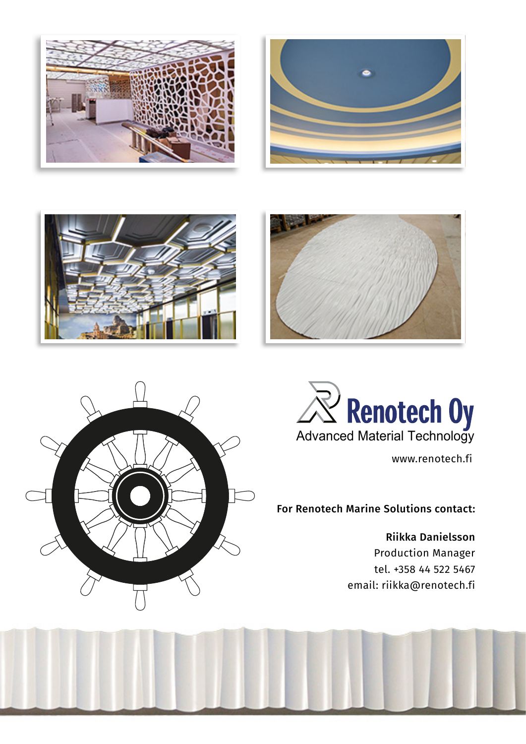Renotech Oy

Advanced Material Technology

www.renotech.fi

**For Renotech Marine Solutions contact:**

**Riikka Danielsson**

Production Manager

tel. +358 44 522 5467

email: riikka@renotech.fi